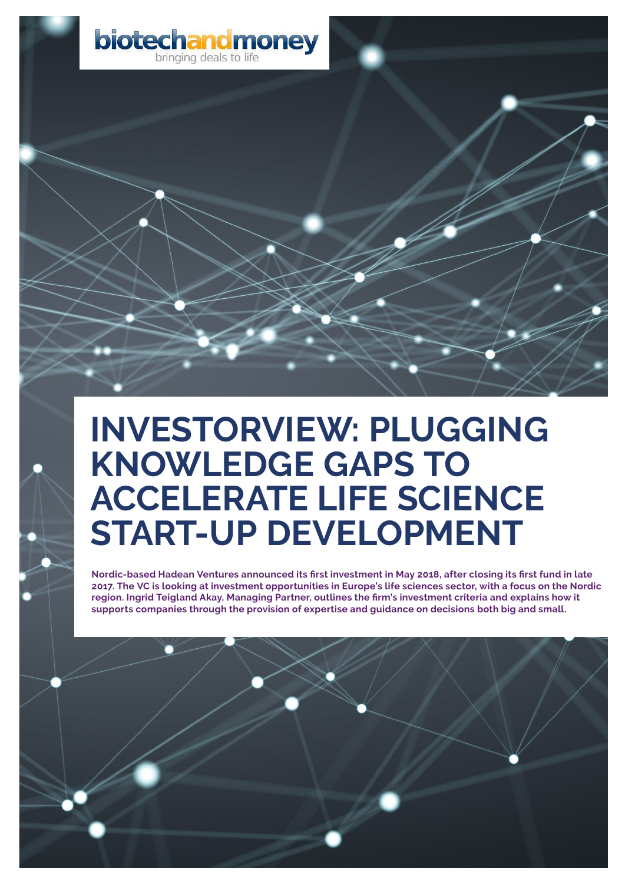biotechandmoney
bringing deals to life

# INVESTORVIEW: PLUGGING KNOWLEDGE GAPS TO ACCELERATE LIFE SCIENCE START-UP DEVELOPMENT

**Nordic-based Hadean Ventures announced its first investment in May 2018, after closing its first fund in late 2017. The VC is looking at investment opportunities in Europe's life sciences sector, with a focus on the Nordic region. Ingrid Teigland Akay, Managing Partner, outlines the firm's investment criteria and explains how it supports companies through the provision of expertise and guidance on decisions both big and small.**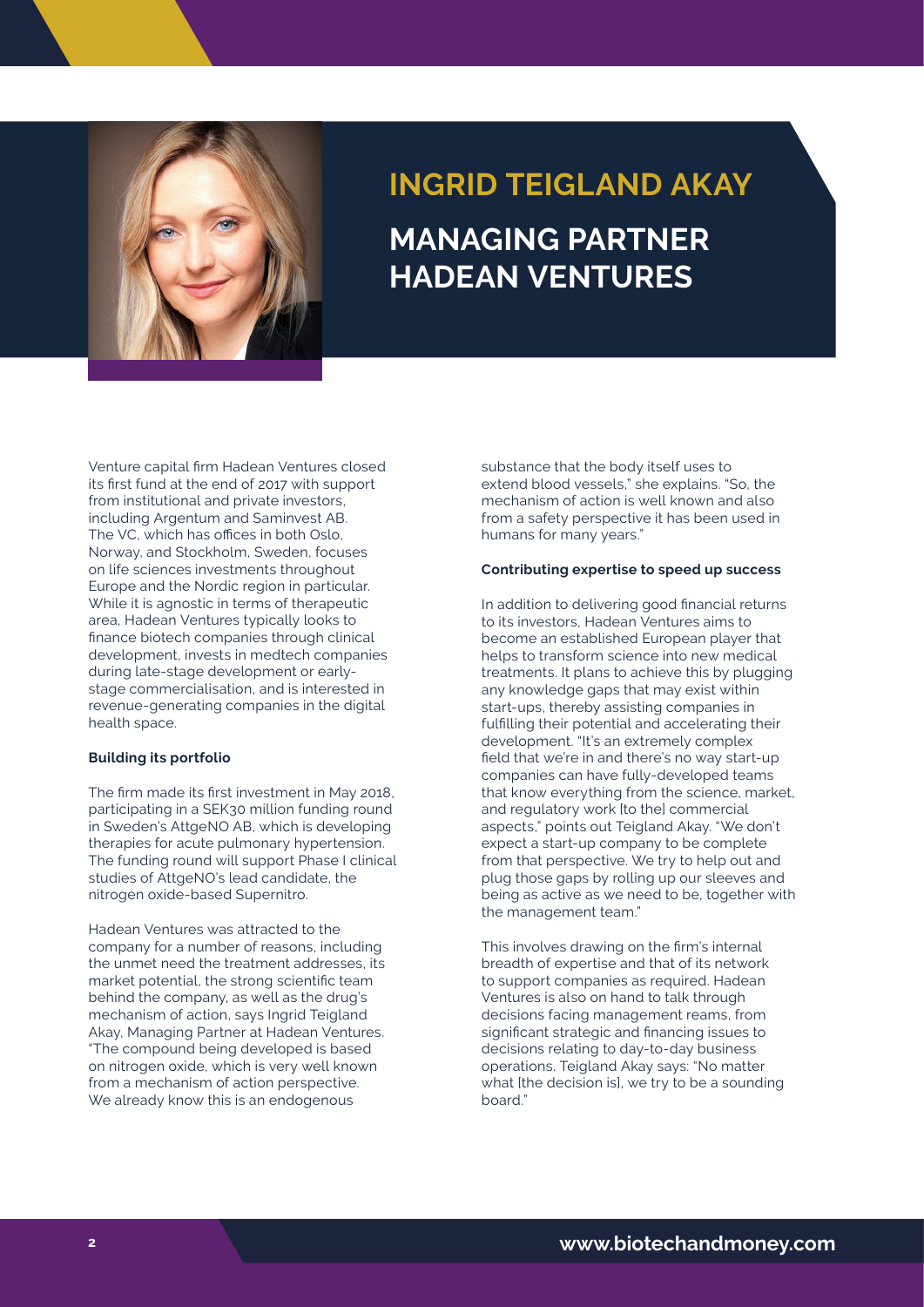# INGRID TEIGLAND AKAY

## MANAGING PARTNER HADEAN VENTURES

Venture capital firm Hadean Ventures closed its first fund at the end of 2017 with support from institutional and private investors, including Argentum and Saminvest AB. The VC, which has offices in both Oslo, Norway, and Stockholm, Sweden, focuses on life sciences investments throughout Europe and the Nordic region in particular. While it is agnostic in terms of therapeutic area, Hadean Ventures typically looks to finance biotech companies through clinical development, invests in medtech companies during late-stage development or early-stage commercialisation, and is interested in revenue-generating companies in the digital health space.

**Building its portfolio**

The firm made its first investment in May 2018, participating in a SEK30 million funding round in Sweden's AttgeNO AB, which is developing therapies for acute pulmonary hypertension. The funding round will support Phase I clinical studies of AttgeNO's lead candidate, the nitrogen oxide-based Supernitro.

Hadean Ventures was attracted to the company for a number of reasons, including the unmet need the treatment addresses, its market potential, the strong scientific team behind the company, as well as the drug's mechanism of action, says Ingrid Teigland Akay, Managing Partner at Hadean Ventures. "The compound being developed is based on nitrogen oxide, which is very well known from a mechanism of action perspective. We already know this is an endogenous substance that the body itself uses to extend blood vessels," she explains. "So, the mechanism of action is well known and also from a safety perspective it has been used in humans for many years."

**Contributing expertise to speed up success**

In addition to delivering good financial returns to its investors, Hadean Ventures aims to become an established European player that helps to transform science into new medical treatments. It plans to achieve this by plugging any knowledge gaps that may exist within start-ups, thereby assisting companies in fulfilling their potential and accelerating their development. "It's an extremely complex field that we're in and there's no way start-up companies can have fully-developed teams that know everything from the science, market, and regulatory work [to the] commercial aspects," points out Teigland Akay. "We don't expect a start-up company to be complete from that perspective. We try to help out and plug those gaps by rolling up our sleeves and being as active as we need to be, together with the management team."

This involves drawing on the firm's internal breadth of expertise and that of its network to support companies as required. Hadean Ventures is also on hand to talk through decisions facing management reams, from significant strategic and financing issues to decisions relating to day-to-day business operations. Teigland Akay says: "No matter what [the decision is], we try to be a sounding board."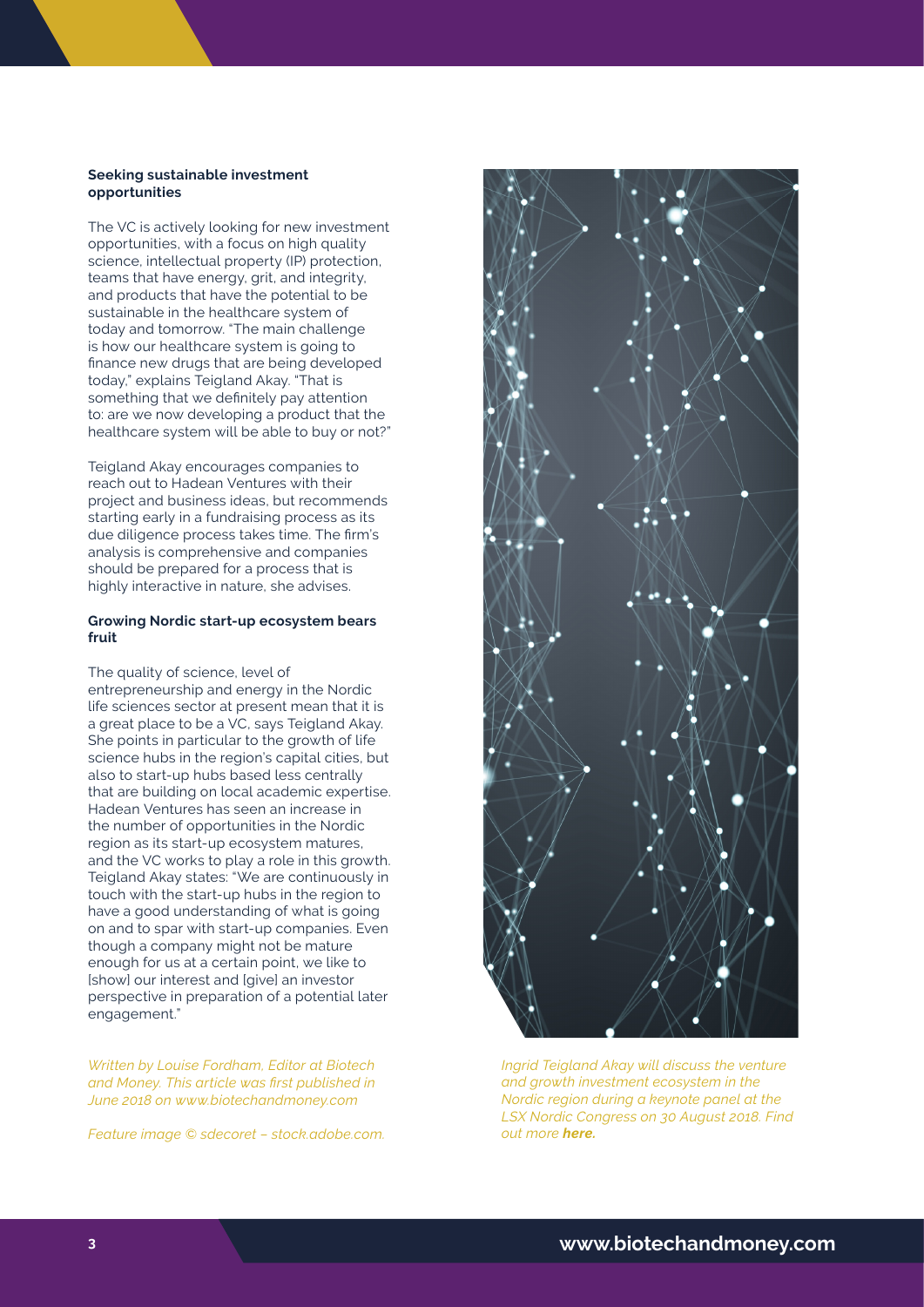### Seeking sustainable investment opportunities

The VC is actively looking for new investment opportunities, with a focus on high quality science, intellectual property (IP) protection, teams that have energy, grit, and integrity, and products that have the potential to be sustainable in the healthcare system of today and tomorrow. "The main challenge is how our healthcare system is going to finance new drugs that are being developed today," explains Teigland Akay. "That is something that we definitely pay attention to: are we now developing a product that the healthcare system will be able to buy or not?"

Teigland Akay encourages companies to reach out to Hadean Ventures with their project and business ideas, but recommends starting early in a fundraising process as its due diligence process takes time. The firm's analysis is comprehensive and companies should be prepared for a process that is highly interactive in nature, she advises.

### Growing Nordic start-up ecosystem bears fruit

The quality of science, level of entrepreneurship and energy in the Nordic life sciences sector at present mean that it is a great place to be a VC, says Teigland Akay. She points in particular to the growth of life science hubs in the region's capital cities, but also to start-up hubs based less centrally that are building on local academic expertise. Hadean Ventures has seen an increase in the number of opportunities in the Nordic region as its start-up ecosystem matures, and the VC works to play a role in this growth. Teigland Akay states: "We are continuously in touch with the start-up hubs in the region to have a good understanding of what is going on and to spar with start-up companies. Even though a company might not be mature enough for us at a certain point, we like to [show] our interest and [give] an investor perspective in preparation of a potential later engagement."

*Written by Louise Fordham, Editor at Biotech and Money. This article was first published in June 2018 on www.biotechandmoney.com*

*Feature image © sdecoret – stock.adobe.com.*

*Ingrid Teigland Akay will discuss the venture and growth investment ecosystem in the Nordic region during a keynote panel at the LSX Nordic Congress on 30 August 2018. Find out more* ***here.***